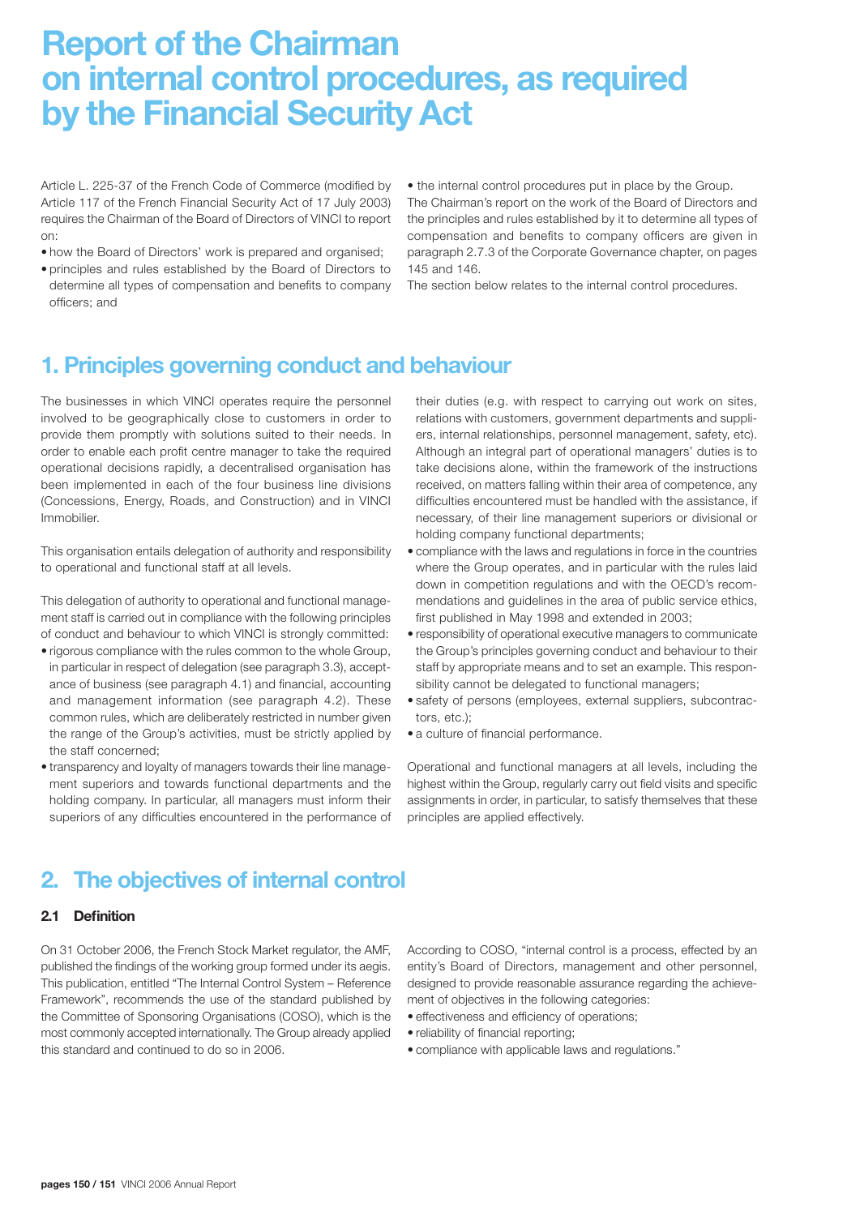# Report of the Chairman on internal control procedures, as required by the Financial Security Act

Article L. 225-37 of the French Code of Commerce (modified by Article 117 of the French Financial Security Act of 17 July 2003) requires the Chairman of the Board of Directors of VINCI to report on:

- how the Board of Directors' work is prepared and organised;
- principles and rules established by the Board of Directors to determine all types of compensation and benefits to company officers; and
- the internal control procedures put in place by the Group.

The Chairman's report on the work of the Board of Directors and the principles and rules established by it to determine all types of compensation and benefits to company officers are given in paragraph 2.7.3 of the Corporate Governance chapter, on pages 145 and 146.

The section below relates to the internal control procedures.

## 1. Principles governing conduct and behaviour

The businesses in which VINCI operates require the personnel involved to be geographically close to customers in order to provide them promptly with solutions suited to their needs. In order to enable each profit centre manager to take the required operational decisions rapidly, a decentralised organisation has been implemented in each of the four business line divisions (Concessions, Energy, Roads, and Construction) and in VINCI Immobilier.

This organisation entails delegation of authority and responsibility to operational and functional staff at all levels.

This delegation of authority to operational and functional management staff is carried out in compliance with the following principles of conduct and behaviour to which VINCI is strongly committed:

- rigorous compliance with the rules common to the whole Group, in particular in respect of delegation (see paragraph 3.3), acceptance of business (see paragraph 4.1) and financial, accounting and management information (see paragraph 4.2). These common rules, which are deliberately restricted in number given the range of the Group's activities, must be strictly applied by the staff concerned;
- transparency and loyalty of managers towards their line management superiors and towards functional departments and the holding company. In particular, all managers must inform their superiors of any difficulties encountered in the performance of their duties (e.g. with respect to carrying out work on sites, relations with customers, government departments and suppliers, internal relationships, personnel management, safety, etc). Although an integral part of operational managers' duties is to take decisions alone, within the framework of the instructions received, on matters falling within their area of competence, any difficulties encountered must be handled with the assistance, if necessary, of their line management superiors or divisional or holding company functional departments;
- compliance with the laws and regulations in force in the countries where the Group operates, and in particular with the rules laid down in competition regulations and with the OECD's recommendations and guidelines in the area of public service ethics, first published in May 1998 and extended in 2003;
- responsibility of operational executive managers to communicate the Group's principles governing conduct and behaviour to their staff by appropriate means and to set an example. This responsibility cannot be delegated to functional managers;
- safety of persons (employees, external suppliers, subcontractors, etc.);
- a culture of financial performance.

Operational and functional managers at all levels, including the highest within the Group, regularly carry out field visits and specific assignments in order, in particular, to satisfy themselves that these principles are applied effectively.

## 2. The objectives of internal control

### 2.1 Definition

On 31 October 2006, the French Stock Market regulator, the AMF, published the findings of the working group formed under its aegis. This publication, entitled "The Internal Control System – Reference Framework", recommends the use of the standard published by the Committee of Sponsoring Organisations (COSO), which is the most commonly accepted internationally. The Group already applied this standard and continued to do so in 2006.

According to COSO, "internal control is a process, effected by an entity's Board of Directors, management and other personnel, designed to provide reasonable assurance regarding the achievement of objectives in the following categories:

- effectiveness and efficiency of operations;
- reliability of financial reporting;
- compliance with applicable laws and regulations."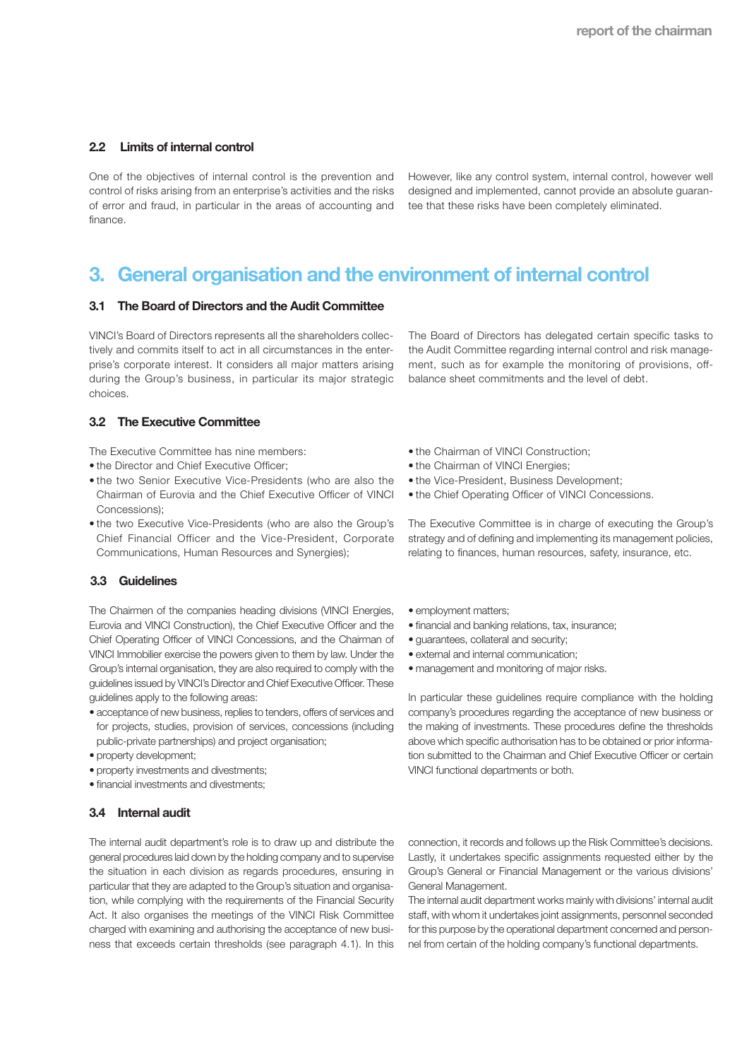### 2.2 Limits of internal control

One of the objectives of internal control is the prevention and control of risks arising from an enterprise's activities and the risks of error and fraud, in particular in the areas of accounting and finance.

However, like any control system, internal control, however well designed and implemented, cannot provide an absolute guarantee that these risks have been completely eliminated.

## 3. General organisation and the environment of internal control

### 3.1 The Board of Directors and the Audit Committee

VINCI's Board of Directors represents all the shareholders collectively and commits itself to act in all circumstances in the enterprise's corporate interest. It considers all major matters arising during the Group's business, in particular its major strategic choices.

The Board of Directors has delegated certain specific tasks to the Audit Committee regarding internal control and risk management, such as for example the monitoring of provisions, off-balance sheet commitments and the level of debt.

### 3.2 The Executive Committee

The Executive Committee has nine members:

- the Director and Chief Executive Officer;
- the two Senior Executive Vice-Presidents (who are also the Chairman of Eurovia and the Chief Executive Officer of VINCI Concessions);
- the two Executive Vice-Presidents (who are also the Group's Chief Financial Officer and the Vice-President, Corporate Communications, Human Resources and Synergies);
- the Chairman of VINCI Construction;
- the Chairman of VINCI Energies;
- the Vice-President, Business Development;
- the Chief Operating Officer of VINCI Concessions.

The Executive Committee is in charge of executing the Group's strategy and of defining and implementing its management policies, relating to finances, human resources, safety, insurance, etc.

### 3.3 Guidelines

The Chairmen of the companies heading divisions (VINCI Energies, Eurovia and VINCI Construction), the Chief Executive Officer and the Chief Operating Officer of VINCI Concessions, and the Chairman of VINCI Immobilier exercise the powers given to them by law. Under the Group's internal organisation, they are also required to comply with the guidelines issued by VINCI's Director and Chief Executive Officer. These guidelines apply to the following areas:

- acceptance of new business, replies to tenders, offers of services and for projects, studies, provision of services, concessions (including public-private partnerships) and project organisation;
- property development;
- property investments and divestments;
- financial investments and divestments;
- employment matters;
- financial and banking relations, tax, insurance;
- guarantees, collateral and security;
- external and internal communication;
- management and monitoring of major risks.

In particular these guidelines require compliance with the holding company's procedures regarding the acceptance of new business or the making of investments. These procedures define the thresholds above which specific authorisation has to be obtained or prior information submitted to the Chairman and Chief Executive Officer or certain VINCI functional departments or both.

### 3.4 Internal audit

The internal audit department's role is to draw up and distribute the general procedures laid down by the holding company and to supervise the situation in each division as regards procedures, ensuring in particular that they are adapted to the Group's situation and organisation, while complying with the requirements of the Financial Security Act. It also organises the meetings of the VINCI Risk Committee charged with examining and authorising the acceptance of new business that exceeds certain thresholds (see paragraph 4.1). In this connection, it records and follows up the Risk Committee's decisions. Lastly, it undertakes specific assignments requested either by the Group's General or Financial Management or the various divisions' General Management.

The internal audit department works mainly with divisions' internal audit staff, with whom it undertakes joint assignments, personnel seconded for this purpose by the operational department concerned and personnel from certain of the holding company's functional departments.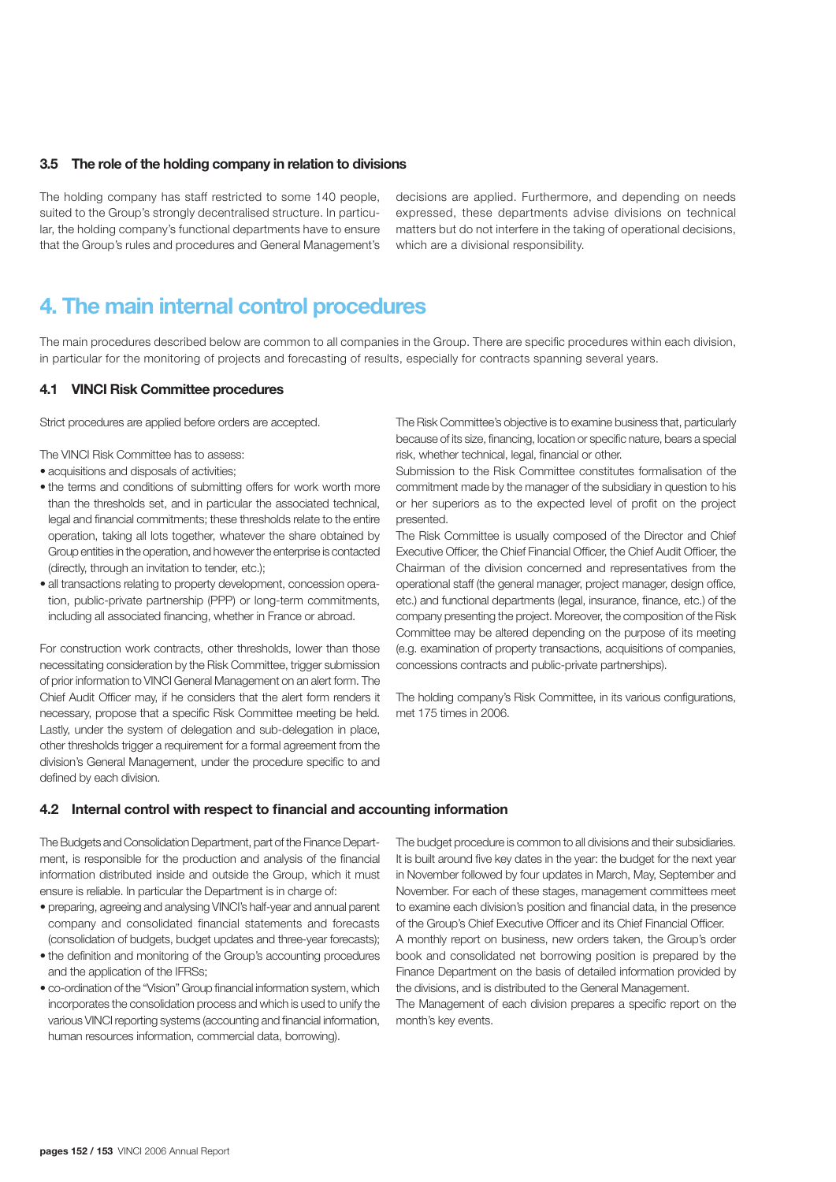### 3.5 The role of the holding company in relation to divisions

The holding company has staff restricted to some 140 people, suited to the Group's strongly decentralised structure. In particular, the holding company's functional departments have to ensure that the Group's rules and procedures and General Management's decisions are applied. Furthermore, and depending on needs expressed, these departments advise divisions on technical matters but do not interfere in the taking of operational decisions, which are a divisional responsibility.

## 4. The main internal control procedures

The main procedures described below are common to all companies in the Group. There are specific procedures within each division, in particular for the monitoring of projects and forecasting of results, especially for contracts spanning several years.

### 4.1 VINCI Risk Committee procedures

Strict procedures are applied before orders are accepted.

The VINCI Risk Committee has to assess:

- acquisitions and disposals of activities;
- the terms and conditions of submitting offers for work worth more than the thresholds set, and in particular the associated technical, legal and financial commitments; these thresholds relate to the entire operation, taking all lots together, whatever the share obtained by Group entities in the operation, and however the enterprise is contacted (directly, through an invitation to tender, etc.);
- all transactions relating to property development, concession operation, public-private partnership (PPP) or long-term commitments, including all associated financing, whether in France or abroad.

For construction work contracts, other thresholds, lower than those necessitating consideration by the Risk Committee, trigger submission of prior information to VINCI General Management on an alert form. The Chief Audit Officer may, if he considers that the alert form renders it necessary, propose that a specific Risk Committee meeting be held. Lastly, under the system of delegation and sub-delegation in place, other thresholds trigger a requirement for a formal agreement from the division's General Management, under the procedure specific to and defined by each division.

The Risk Committee's objective is to examine business that, particularly because of its size, financing, location or specific nature, bears a special risk, whether technical, legal, financial or other.

Submission to the Risk Committee constitutes formalisation of the commitment made by the manager of the subsidiary in question to his or her superiors as to the expected level of profit on the project presented.

The Risk Committee is usually composed of the Director and Chief Executive Officer, the Chief Financial Officer, the Chief Audit Officer, the Chairman of the division concerned and representatives from the operational staff (the general manager, project manager, design office, etc.) and functional departments (legal, insurance, finance, etc.) of the company presenting the project. Moreover, the composition of the Risk Committee may be altered depending on the purpose of its meeting (e.g. examination of property transactions, acquisitions of companies, concessions contracts and public-private partnerships).

The holding company's Risk Committee, in its various configurations, met 175 times in 2006.

### 4.2 Internal control with respect to financial and accounting information

The Budgets and Consolidation Department, part of the Finance Department, is responsible for the production and analysis of the financial information distributed inside and outside the Group, which it must ensure is reliable. In particular the Department is in charge of:

- preparing, agreeing and analysing VINCI's half-year and annual parent company and consolidated financial statements and forecasts (consolidation of budgets, budget updates and three-year forecasts);
- the definition and monitoring of the Group's accounting procedures and the application of the IFRSs;
- co-ordination of the "Vision" Group financial information system, which incorporates the consolidation process and which is used to unify the various VINCI reporting systems (accounting and financial information, human resources information, commercial data, borrowing).

The budget procedure is common to all divisions and their subsidiaries. It is built around five key dates in the year: the budget for the next year in November followed by four updates in March, May, September and November. For each of these stages, management committees meet to examine each division's position and financial data, in the presence of the Group's Chief Executive Officer and its Chief Financial Officer.

A monthly report on business, new orders taken, the Group's order book and consolidated net borrowing position is prepared by the Finance Department on the basis of detailed information provided by the divisions, and is distributed to the General Management.

The Management of each division prepares a specific report on the month's key events.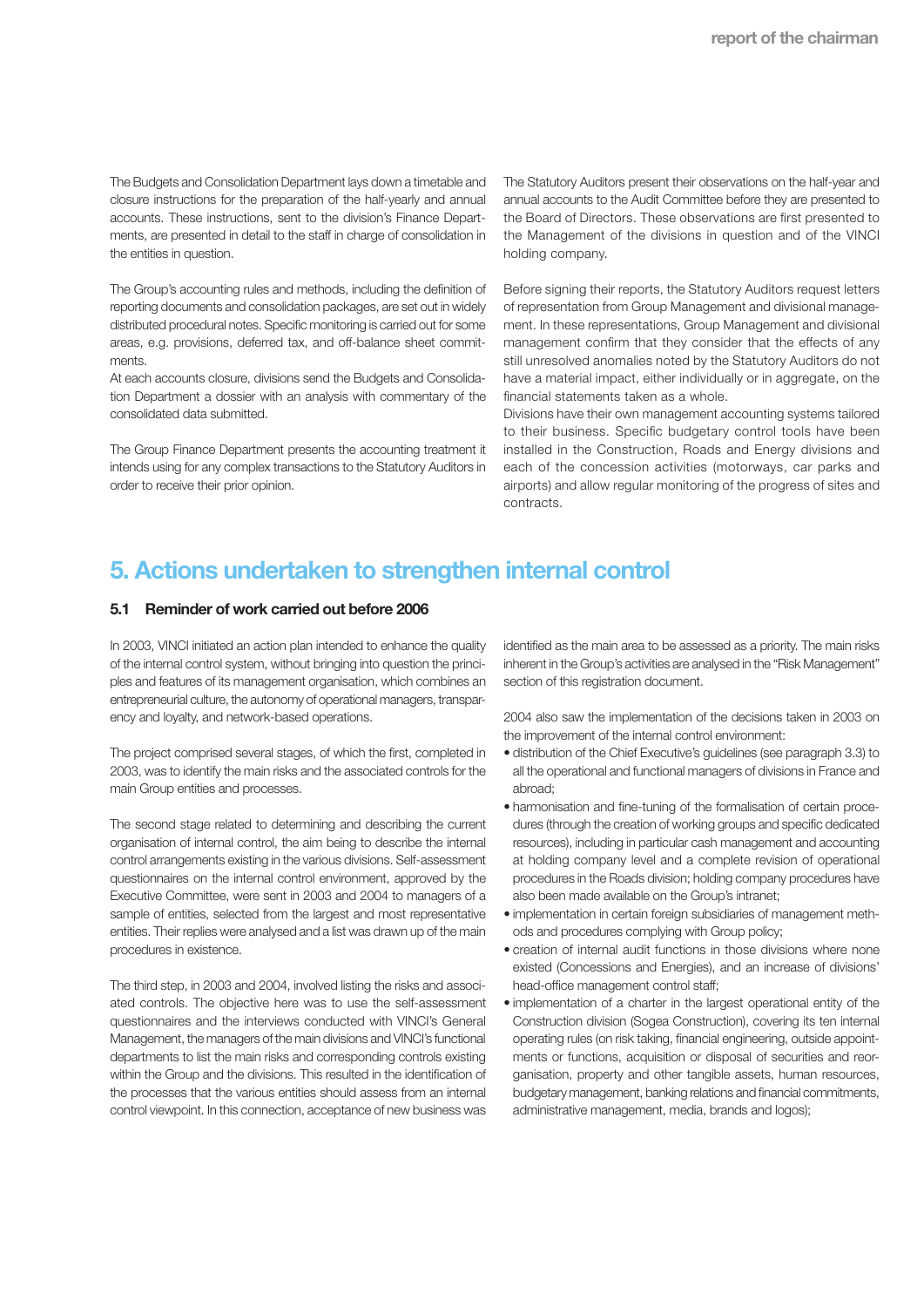The Budgets and Consolidation Department lays down a timetable and closure instructions for the preparation of the half-yearly and annual accounts. These instructions, sent to the division's Finance Departments, are presented in detail to the staff in charge of consolidation in the entities in question.

The Group's accounting rules and methods, including the definition of reporting documents and consolidation packages, are set out in widely distributed procedural notes. Specific monitoring is carried out for some areas, e.g. provisions, deferred tax, and off-balance sheet commitments.

At each accounts closure, divisions send the Budgets and Consolidation Department a dossier with an analysis with commentary of the consolidated data submitted.

The Group Finance Department presents the accounting treatment it intends using for any complex transactions to the Statutory Auditors in order to receive their prior opinion.

The Statutory Auditors present their observations on the half-year and annual accounts to the Audit Committee before they are presented to the Board of Directors. These observations are first presented to the Management of the divisions in question and of the VINCI holding company.

Before signing their reports, the Statutory Auditors request letters of representation from Group Management and divisional management. In these representations, Group Management and divisional management confirm that they consider that the effects of any still unresolved anomalies noted by the Statutory Auditors do not have a material impact, either individually or in aggregate, on the financial statements taken as a whole.

Divisions have their own management accounting systems tailored to their business. Specific budgetary control tools have been installed in the Construction, Roads and Energy divisions and each of the concession activities (motorways, car parks and airports) and allow regular monitoring of the progress of sites and contracts.

# 5. Actions undertaken to strengthen internal control

## 5.1 Reminder of work carried out before 2006

In 2003, VINCI initiated an action plan intended to enhance the quality of the internal control system, without bringing into question the principles and features of its management organisation, which combines an entrepreneurial culture, the autonomy of operational managers, transparency and loyalty, and network-based operations.

The project comprised several stages, of which the first, completed in 2003, was to identify the main risks and the associated controls for the main Group entities and processes.

The second stage related to determining and describing the current organisation of internal control, the aim being to describe the internal control arrangements existing in the various divisions. Self-assessment questionnaires on the internal control environment, approved by the Executive Committee, were sent in 2003 and 2004 to managers of a sample of entities, selected from the largest and most representative entities. Their replies were analysed and a list was drawn up of the main procedures in existence.

The third step, in 2003 and 2004, involved listing the risks and associated controls. The objective here was to use the self-assessment questionnaires and the interviews conducted with VINCI's General Management, the managers of the main divisions and VINCI's functional departments to list the main risks and corresponding controls existing within the Group and the divisions. This resulted in the identification of the processes that the various entities should assess from an internal control viewpoint. In this connection, acceptance of new business was identified as the main area to be assessed as a priority. The main risks inherent in the Group's activities are analysed in the "Risk Management" section of this registration document.

2004 also saw the implementation of the decisions taken in 2003 on the improvement of the internal control environment:

- distribution of the Chief Executive's guidelines (see paragraph 3.3) to all the operational and functional managers of divisions in France and abroad;
- harmonisation and fine-tuning of the formalisation of certain procedures (through the creation of working groups and specific dedicated resources), including in particular cash management and accounting at holding company level and a complete revision of operational procedures in the Roads division; holding company procedures have also been made available on the Group's intranet;
- implementation in certain foreign subsidiaries of management methods and procedures complying with Group policy;
- creation of internal audit functions in those divisions where none existed (Concessions and Energies), and an increase of divisions' head-office management control staff;
- implementation of a charter in the largest operational entity of the Construction division (Sogea Construction), covering its ten internal operating rules (on risk taking, financial engineering, outside appointments or functions, acquisition or disposal of securities and reorganisation, property and other tangible assets, human resources, budgetary management, banking relations and financial commitments, administrative management, media, brands and logos);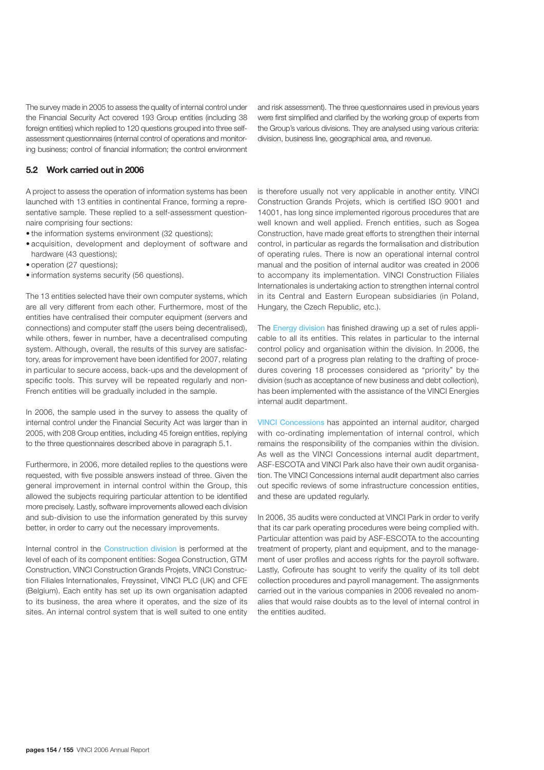The survey made in 2005 to assess the quality of internal control under the Financial Security Act covered 193 Group entities (including 38 foreign entities) which replied to 120 questions grouped into three self-assessment questionnaires (internal control of operations and monitoring business; control of financial information; the control environment and risk assessment). The three questionnaires used in previous years were first simplified and clarified by the working group of experts from the Group's various divisions. They are analysed using various criteria: division, business line, geographical area, and revenue.

### 5.2 Work carried out in 2006

A project to assess the operation of information systems has been launched with 13 entities in continental France, forming a representative sample. These replied to a self-assessment questionnaire comprising four sections:

- the information systems environment (32 questions);
- acquisition, development and deployment of software and hardware (43 questions);
- operation (27 questions);
- information systems security (56 questions).

The 13 entities selected have their own computer systems, which are all very different from each other. Furthermore, most of the entities have centralised their computer equipment (servers and connections) and computer staff (the users being decentralised), while others, fewer in number, have a decentralised computing system. Although, overall, the results of this survey are satisfactory, areas for improvement have been identified for 2007, relating in particular to secure access, back-ups and the development of specific tools. This survey will be repeated regularly and non-French entities will be gradually included in the sample.

In 2006, the sample used in the survey to assess the quality of internal control under the Financial Security Act was larger than in 2005, with 208 Group entities, including 45 foreign entities, replying to the three questionnaires described above in paragraph 5.1.

Furthermore, in 2006, more detailed replies to the questions were requested, with five possible answers instead of three. Given the general improvement in internal control within the Group, this allowed the subjects requiring particular attention to be identified more precisely. Lastly, software improvements allowed each division and sub-division to use the information generated by this survey better, in order to carry out the necessary improvements.

Internal control in the Construction division is performed at the level of each of its component entities: Sogea Construction, GTM Construction, VINCI Construction Grands Projets, VINCI Construction Filiales Internationales, Freyssinet, VINCI PLC (UK) and CFE (Belgium). Each entity has set up its own organisation adapted to its business, the area where it operates, and the size of its sites. An internal control system that is well suited to one entity is therefore usually not very applicable in another entity. VINCI Construction Grands Projets, which is certified ISO 9001 and 14001, has long since implemented rigorous procedures that are well known and well applied. French entities, such as Sogea Construction, have made great efforts to strengthen their internal control, in particular as regards the formalisation and distribution of operating rules. There is now an operational internal control manual and the position of internal auditor was created in 2006 to accompany its implementation. VINCI Construction Filiales Internationales is undertaking action to strengthen internal control in its Central and Eastern European subsidiaries (in Poland, Hungary, the Czech Republic, etc.).

The Energy division has finished drawing up a set of rules applicable to all its entities. This relates in particular to the internal control policy and organisation within the division. In 2006, the second part of a progress plan relating to the drafting of procedures covering 18 processes considered as "priority" by the division (such as acceptance of new business and debt collection), has been implemented with the assistance of the VINCI Energies internal audit department.

VINCI Concessions has appointed an internal auditor, charged with co-ordinating implementation of internal control, which remains the responsibility of the companies within the division. As well as the VINCI Concessions internal audit department, ASF-ESCOTA and VINCI Park also have their own audit organisation. The VINCI Concessions internal audit department also carries out specific reviews of some infrastructure concession entities, and these are updated regularly.

In 2006, 35 audits were conducted at VINCI Park in order to verify that its car park operating procedures were being complied with. Particular attention was paid by ASF-ESCOTA to the accounting treatment of property, plant and equipment, and to the management of user profiles and access rights for the payroll software. Lastly, Cofiroute has sought to verify the quality of its toll debt collection procedures and payroll management. The assignments carried out in the various companies in 2006 revealed no anomalies that would raise doubts as to the level of internal control in the entities audited.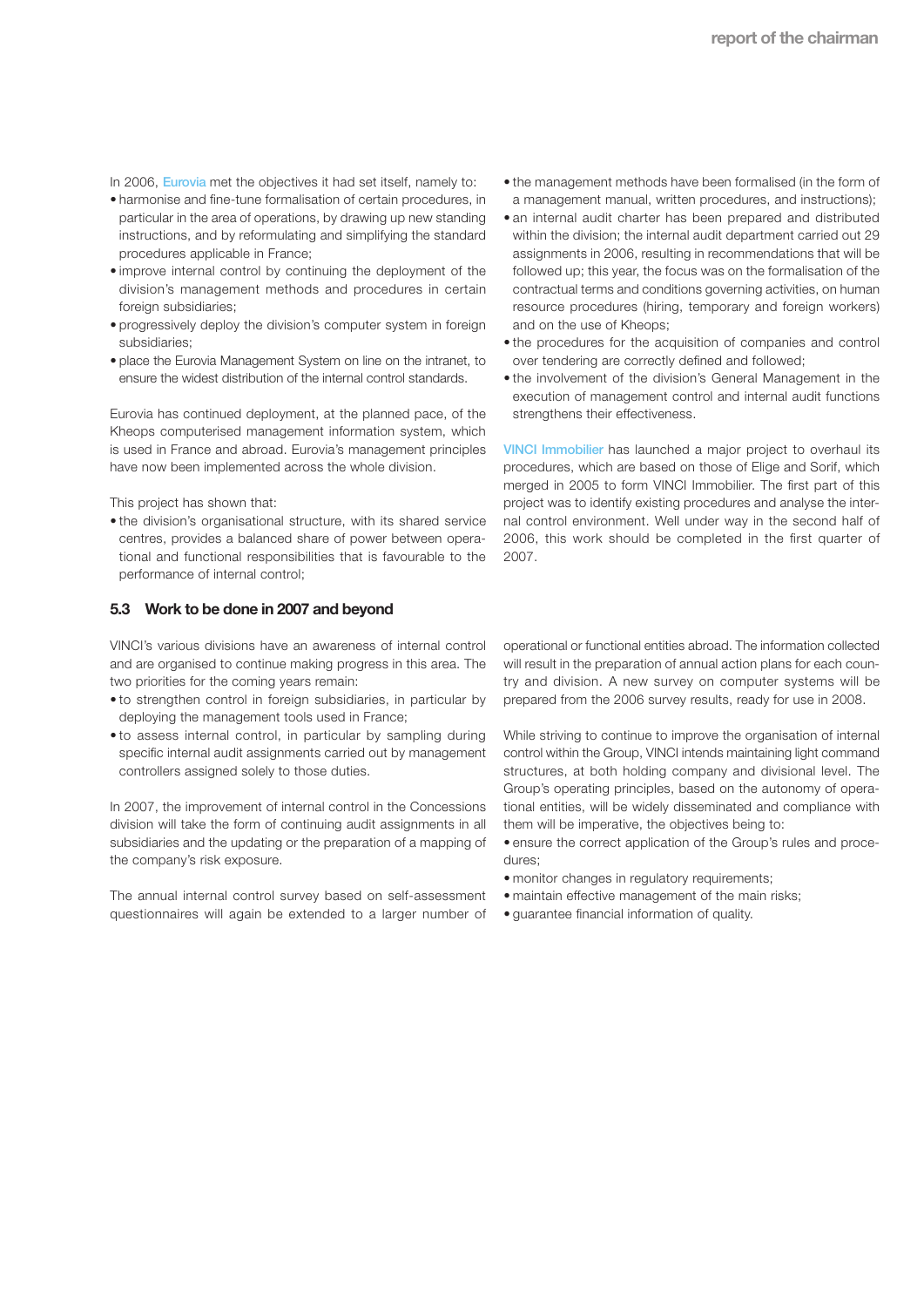In 2006, Eurovia met the objectives it had set itself, namely to:

- harmonise and fine-tune formalisation of certain procedures, in particular in the area of operations, by drawing up new standing instructions, and by reformulating and simplifying the standard procedures applicable in France;
- improve internal control by continuing the deployment of the division's management methods and procedures in certain foreign subsidiaries;
- progressively deploy the division's computer system in foreign subsidiaries;
- place the Eurovia Management System on line on the intranet, to ensure the widest distribution of the internal control standards.

Eurovia has continued deployment, at the planned pace, of the Kheops computerised management information system, which is used in France and abroad. Eurovia's management principles have now been implemented across the whole division.

This project has shown that:

- the division's organisational structure, with its shared service centres, provides a balanced share of power between operational and functional responsibilities that is favourable to the performance of internal control;
- the management methods have been formalised (in the form of a management manual, written procedures, and instructions);
- an internal audit charter has been prepared and distributed within the division; the internal audit department carried out 29 assignments in 2006, resulting in recommendations that will be followed up; this year, the focus was on the formalisation of the contractual terms and conditions governing activities, on human resource procedures (hiring, temporary and foreign workers) and on the use of Kheops;
- the procedures for the acquisition of companies and control over tendering are correctly defined and followed;
- the involvement of the division's General Management in the execution of management control and internal audit functions strengthens their effectiveness.

VINCI Immobilier has launched a major project to overhaul its procedures, which are based on those of Elige and Sorif, which merged in 2005 to form VINCI Immobilier. The first part of this project was to identify existing procedures and analyse the internal control environment. Well under way in the second half of 2006, this work should be completed in the first quarter of 2007.

## 5.3 Work to be done in 2007 and beyond

VINCI's various divisions have an awareness of internal control and are organised to continue making progress in this area. The two priorities for the coming years remain:

- to strengthen control in foreign subsidiaries, in particular by deploying the management tools used in France;
- to assess internal control, in particular by sampling during specific internal audit assignments carried out by management controllers assigned solely to those duties.

In 2007, the improvement of internal control in the Concessions division will take the form of continuing audit assignments in all subsidiaries and the updating or the preparation of a mapping of the company's risk exposure.

The annual internal control survey based on self-assessment questionnaires will again be extended to a larger number of operational or functional entities abroad. The information collected will result in the preparation of annual action plans for each country and division. A new survey on computer systems will be prepared from the 2006 survey results, ready for use in 2008.

While striving to continue to improve the organisation of internal control within the Group, VINCI intends maintaining light command structures, at both holding company and divisional level. The Group's operating principles, based on the autonomy of operational entities, will be widely disseminated and compliance with them will be imperative, the objectives being to:

- ensure the correct application of the Group's rules and procedures;
- monitor changes in regulatory requirements;
- maintain effective management of the main risks;
- guarantee financial information of quality.